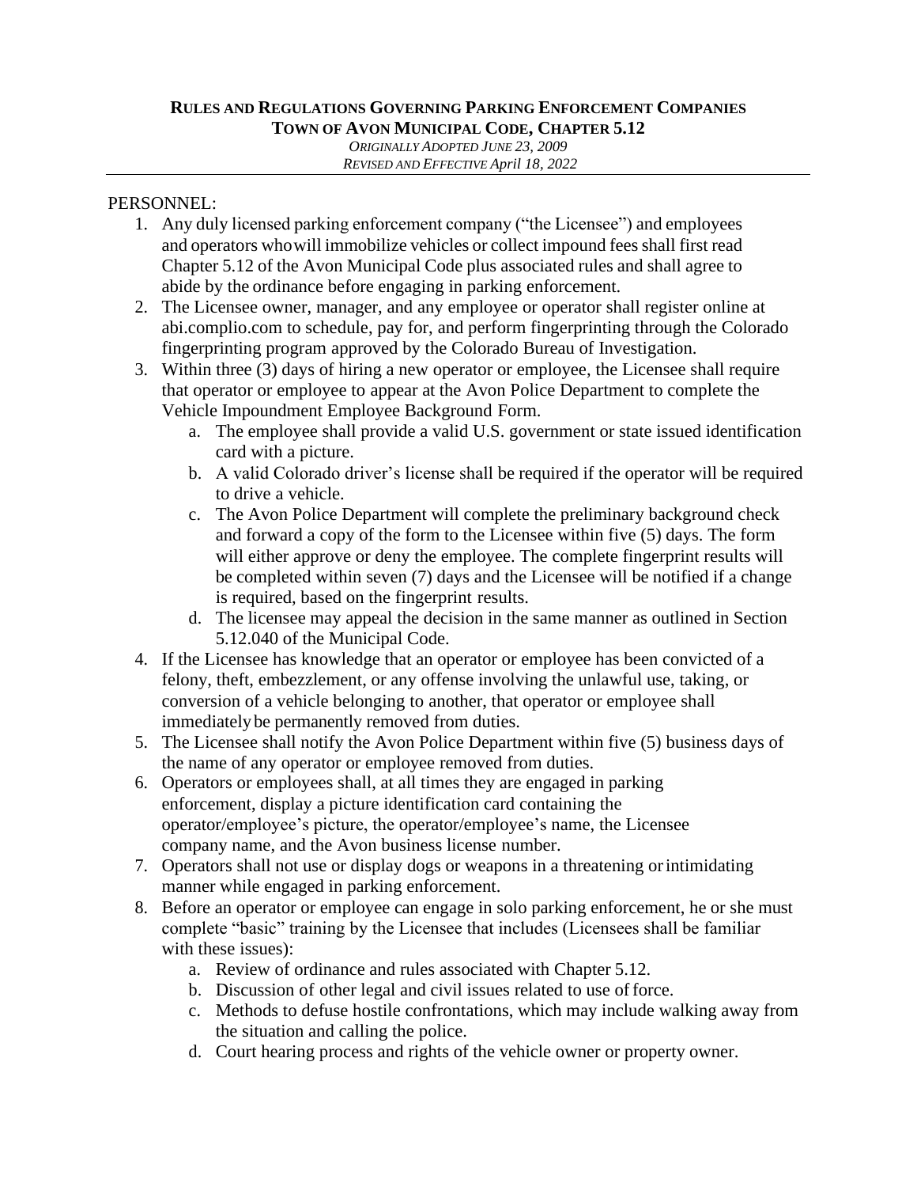**RULES AND REGULATIONS GOVERNING PARKING ENFORCEMENT COMPANIES**
**TOWN OF AVON MUNICIPAL CODE, CHAPTER 5.12**
*ORIGINALLY ADOPTED JUNE 23, 2009*
*REVISED AND EFFECTIVE April 18, 2022*

---

PERSONNEL:

1. Any duly licensed parking enforcement company ("the Licensee") and employees and operators who will immobilize vehicles or collect impound fees shall first read Chapter 5.12 of the Avon Municipal Code plus associated rules and shall agree to abide by the ordinance before engaging in parking enforcement.
2. The Licensee owner, manager, and any employee or operator shall register online at abi.complio.com to schedule, pay for, and perform fingerprinting through the Colorado fingerprinting program approved by the Colorado Bureau of Investigation.
3. Within three (3) days of hiring a new operator or employee, the Licensee shall require that operator or employee to appear at the Avon Police Department to complete the Vehicle Impoundment Employee Background Form.
   a. The employee shall provide a valid U.S. government or state issued identification card with a picture.
   b. A valid Colorado driver's license shall be required if the operator will be required to drive a vehicle.
   c. The Avon Police Department will complete the preliminary background check and forward a copy of the form to the Licensee within five (5) days. The form will either approve or deny the employee. The complete fingerprint results will be completed within seven (7) days and the Licensee will be notified if a change is required, based on the fingerprint results.
   d. The licensee may appeal the decision in the same manner as outlined in Section 5.12.040 of the Municipal Code.
4. If the Licensee has knowledge that an operator or employee has been convicted of a felony, theft, embezzlement, or any offense involving the unlawful use, taking, or conversion of a vehicle belonging to another, that operator or employee shall immediately be permanently removed from duties.
5. The Licensee shall notify the Avon Police Department within five (5) business days of the name of any operator or employee removed from duties.
6. Operators or employees shall, at all times they are engaged in parking enforcement, display a picture identification card containing the operator/employee's picture, the operator/employee's name, the Licensee company name, and the Avon business license number.
7. Operators shall not use or display dogs or weapons in a threatening or intimidating manner while engaged in parking enforcement.
8. Before an operator or employee can engage in solo parking enforcement, he or she must complete "basic" training by the Licensee that includes (Licensees shall be familiar with these issues):
   a. Review of ordinance and rules associated with Chapter 5.12.
   b. Discussion of other legal and civil issues related to use of force.
   c. Methods to defuse hostile confrontations, which may include walking away from the situation and calling the police.
   d. Court hearing process and rights of the vehicle owner or property owner.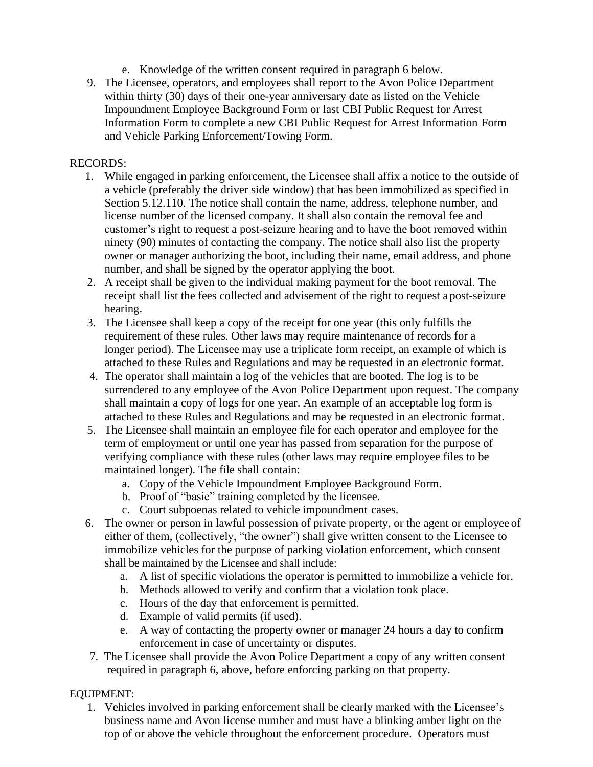e. Knowledge of the written consent required in paragraph 6 below.

9. The Licensee, operators, and employees shall report to the Avon Police Department within thirty (30) days of their one-year anniversary date as listed on the Vehicle Impoundment Employee Background Form or last CBI Public Request for Arrest Information Form to complete a new CBI Public Request for Arrest Information Form and Vehicle Parking Enforcement/Towing Form.

RECORDS:

1. While engaged in parking enforcement, the Licensee shall affix a notice to the outside of a vehicle (preferably the driver side window) that has been immobilized as specified in Section 5.12.110. The notice shall contain the name, address, telephone number, and license number of the licensed company. It shall also contain the removal fee and customer's right to request a post-seizure hearing and to have the boot removed within ninety (90) minutes of contacting the company. The notice shall also list the property owner or manager authorizing the boot, including their name, email address, and phone number, and shall be signed by the operator applying the boot.
2. A receipt shall be given to the individual making payment for the boot removal. The receipt shall list the fees collected and advisement of the right to request a post-seizure hearing.
3. The Licensee shall keep a copy of the receipt for one year (this only fulfills the requirement of these rules. Other laws may require maintenance of records for a longer period). The Licensee may use a triplicate form receipt, an example of which is attached to these Rules and Regulations and may be requested in an electronic format.
4. The operator shall maintain a log of the vehicles that are booted. The log is to be surrendered to any employee of the Avon Police Department upon request. The company shall maintain a copy of logs for one year. An example of an acceptable log form is attached to these Rules and Regulations and may be requested in an electronic format.
5. The Licensee shall maintain an employee file for each operator and employee for the term of employment or until one year has passed from separation for the purpose of verifying compliance with these rules (other laws may require employee files to be maintained longer). The file shall contain:
   a. Copy of the Vehicle Impoundment Employee Background Form.
   b. Proof of "basic" training completed by the licensee.
   c. Court subpoenas related to vehicle impoundment cases.
6. The owner or person in lawful possession of private property, or the agent or employee of either of them, (collectively, "the owner") shall give written consent to the Licensee to immobilize vehicles for the purpose of parking violation enforcement, which consent shall be maintained by the Licensee and shall include:
   a. A list of specific violations the operator is permitted to immobilize a vehicle for.
   b. Methods allowed to verify and confirm that a violation took place.
   c. Hours of the day that enforcement is permitted.
   d. Example of valid permits (if used).
   e. A way of contacting the property owner or manager 24 hours a day to confirm enforcement in case of uncertainty or disputes.
7. The Licensee shall provide the Avon Police Department a copy of any written consent required in paragraph 6, above, before enforcing parking on that property.

EQUIPMENT:

1. Vehicles involved in parking enforcement shall be clearly marked with the Licensee's business name and Avon license number and must have a blinking amber light on the top of or above the vehicle throughout the enforcement procedure. Operators must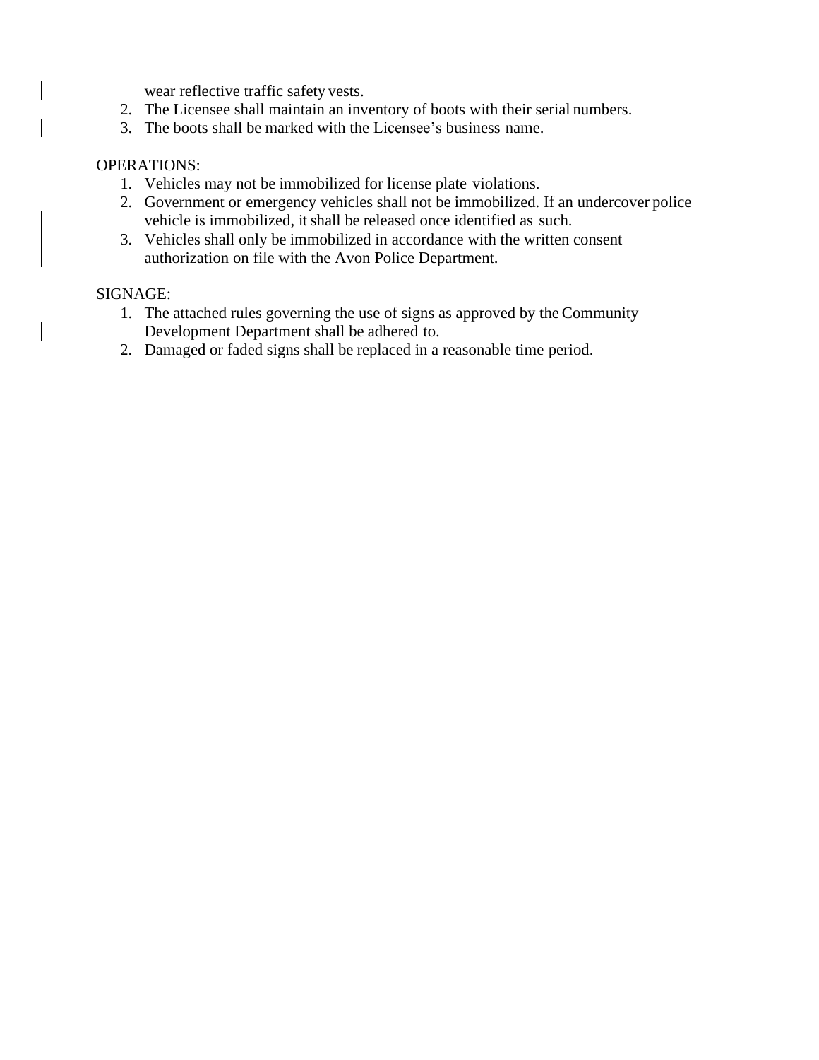wear reflective traffic safety vests.
2. The Licensee shall maintain an inventory of boots with their serial numbers.
3. The boots shall be marked with the Licensee's business name.

OPERATIONS:

1. Vehicles may not be immobilized for license plate violations.
2. Government or emergency vehicles shall not be immobilized. If an undercover police vehicle is immobilized, it shall be released once identified as such.
3. Vehicles shall only be immobilized in accordance with the written consent authorization on file with the Avon Police Department.

SIGNAGE:

1. The attached rules governing the use of signs as approved by the Community Development Department shall be adhered to.
2. Damaged or faded signs shall be replaced in a reasonable time period.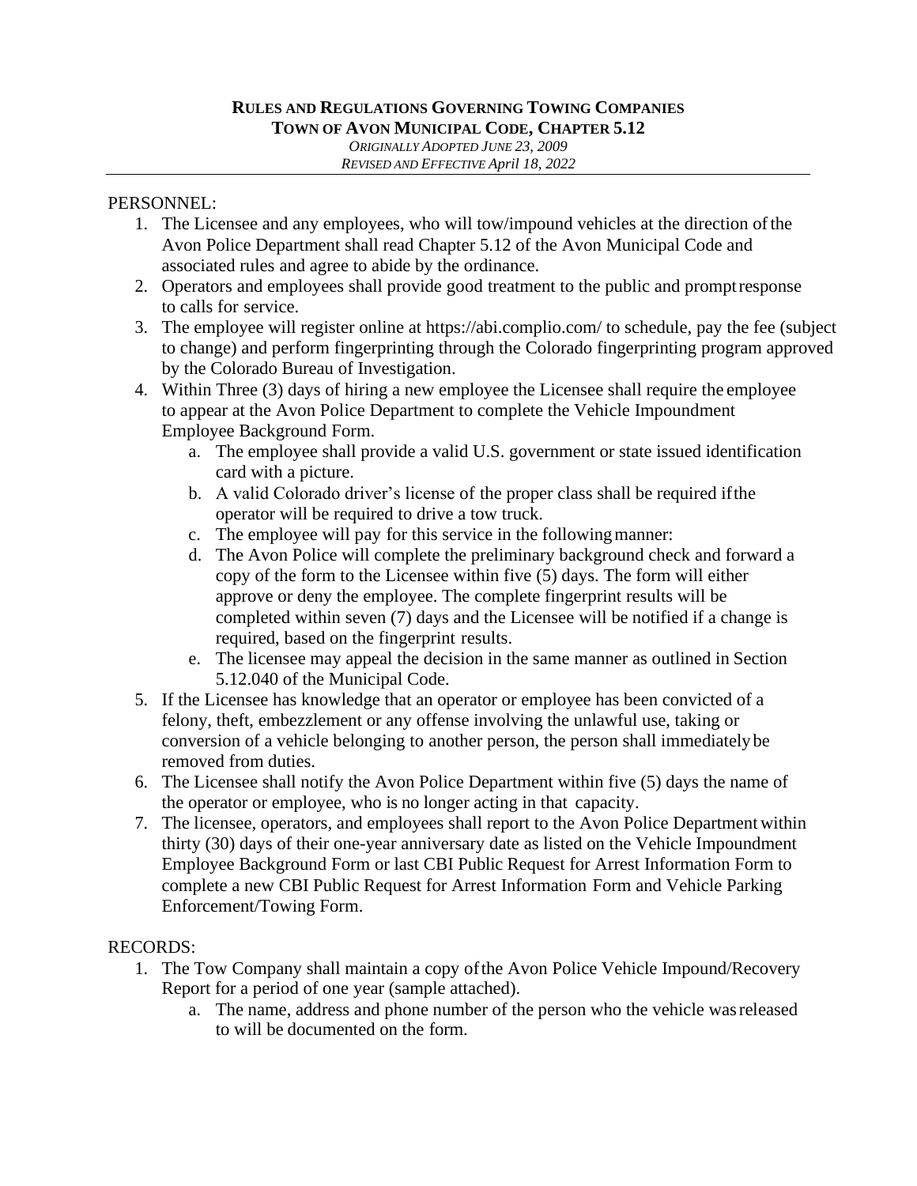**RULES AND REGULATIONS GOVERNING TOWING COMPANIES**
**TOWN OF AVON MUNICIPAL CODE, CHAPTER 5.12**
*ORIGINALLY ADOPTED JUNE 23, 2009*
*REVISED AND EFFECTIVE April 18, 2022*

---

PERSONNEL:

1. The Licensee and any employees, who will tow/impound vehicles at the direction of the Avon Police Department shall read Chapter 5.12 of the Avon Municipal Code and associated rules and agree to abide by the ordinance.
2. Operators and employees shall provide good treatment to the public and prompt response to calls for service.
3. The employee will register online at https://abi.complio.com/ to schedule, pay the fee (subject to change) and perform fingerprinting through the Colorado fingerprinting program approved by the Colorado Bureau of Investigation.
4. Within Three (3) days of hiring a new employee the Licensee shall require the employee to appear at the Avon Police Department to complete the Vehicle Impoundment Employee Background Form.
   a. The employee shall provide a valid U.S. government or state issued identification card with a picture.
   b. A valid Colorado driver's license of the proper class shall be required if the operator will be required to drive a tow truck.
   c. The employee will pay for this service in the following manner:
   d. The Avon Police will complete the preliminary background check and forward a copy of the form to the Licensee within five (5) days. The form will either approve or deny the employee. The complete fingerprint results will be completed within seven (7) days and the Licensee will be notified if a change is required, based on the fingerprint results.
   e. The licensee may appeal the decision in the same manner as outlined in Section 5.12.040 of the Municipal Code.
5. If the Licensee has knowledge that an operator or employee has been convicted of a felony, theft, embezzlement or any offense involving the unlawful use, taking or conversion of a vehicle belonging to another person, the person shall immediately be removed from duties.
6. The Licensee shall notify the Avon Police Department within five (5) days the name of the operator or employee, who is no longer acting in that capacity.
7. The licensee, operators, and employees shall report to the Avon Police Department within thirty (30) days of their one-year anniversary date as listed on the Vehicle Impoundment Employee Background Form or last CBI Public Request for Arrest Information Form to complete a new CBI Public Request for Arrest Information Form and Vehicle Parking Enforcement/Towing Form.

RECORDS:

1. The Tow Company shall maintain a copy of the Avon Police Vehicle Impound/Recovery Report for a period of one year (sample attached).
   a. The name, address and phone number of the person who the vehicle was released to will be documented on the form.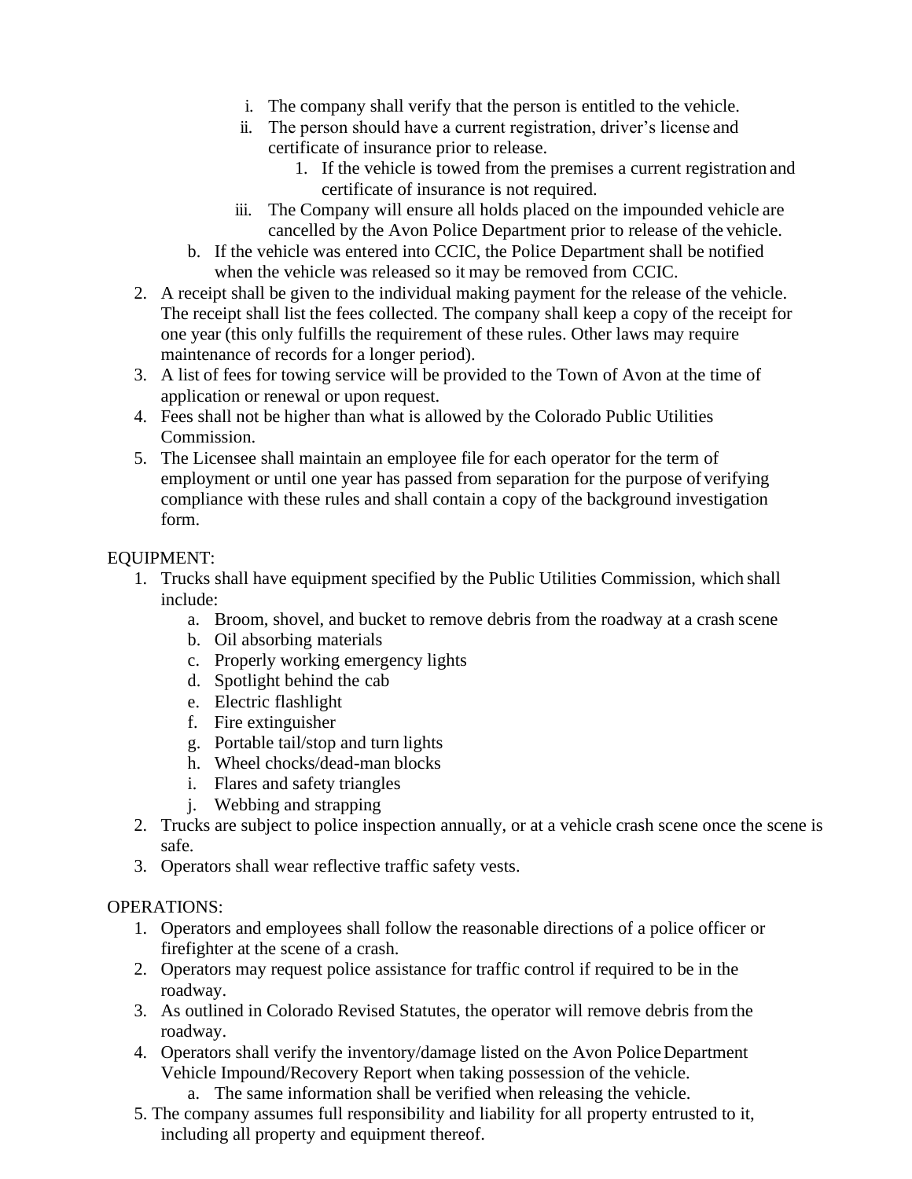- i. The company shall verify that the person is entitled to the vehicle.
   - ii. The person should have a current registration, driver's license and certificate of insurance prior to release.
     1. If the vehicle is towed from the premises a current registration and certificate of insurance is not required.
   - iii. The Company will ensure all holds placed on the impounded vehicle are cancelled by the Avon Police Department prior to release of the vehicle.
  - b. If the vehicle was entered into CCIC, the Police Department shall be notified when the vehicle was released so it may be removed from CCIC.
2. A receipt shall be given to the individual making payment for the release of the vehicle. The receipt shall list the fees collected. The company shall keep a copy of the receipt for one year (this only fulfills the requirement of these rules. Other laws may require maintenance of records for a longer period).
3. A list of fees for towing service will be provided to the Town of Avon at the time of application or renewal or upon request.
4. Fees shall not be higher than what is allowed by the Colorado Public Utilities Commission.
5. The Licensee shall maintain an employee file for each operator for the term of employment or until one year has passed from separation for the purpose of verifying compliance with these rules and shall contain a copy of the background investigation form.

EQUIPMENT:

1. Trucks shall have equipment specified by the Public Utilities Commission, which shall include:
   - a. Broom, shovel, and bucket to remove debris from the roadway at a crash scene
   - b. Oil absorbing materials
   - c. Properly working emergency lights
   - d. Spotlight behind the cab
   - e. Electric flashlight
   - f. Fire extinguisher
   - g. Portable tail/stop and turn lights
   - h. Wheel chocks/dead-man blocks
   - i. Flares and safety triangles
   - j. Webbing and strapping
2. Trucks are subject to police inspection annually, or at a vehicle crash scene once the scene is safe.
3. Operators shall wear reflective traffic safety vests.

OPERATIONS:

1. Operators and employees shall follow the reasonable directions of a police officer or firefighter at the scene of a crash.
2. Operators may request police assistance for traffic control if required to be in the roadway.
3. As outlined in Colorado Revised Statutes, the operator will remove debris from the roadway.
4. Operators shall verify the inventory/damage listed on the Avon Police Department Vehicle Impound/Recovery Report when taking possession of the vehicle.
   - a. The same information shall be verified when releasing the vehicle.
5. The company assumes full responsibility and liability for all property entrusted to it, including all property and equipment thereof.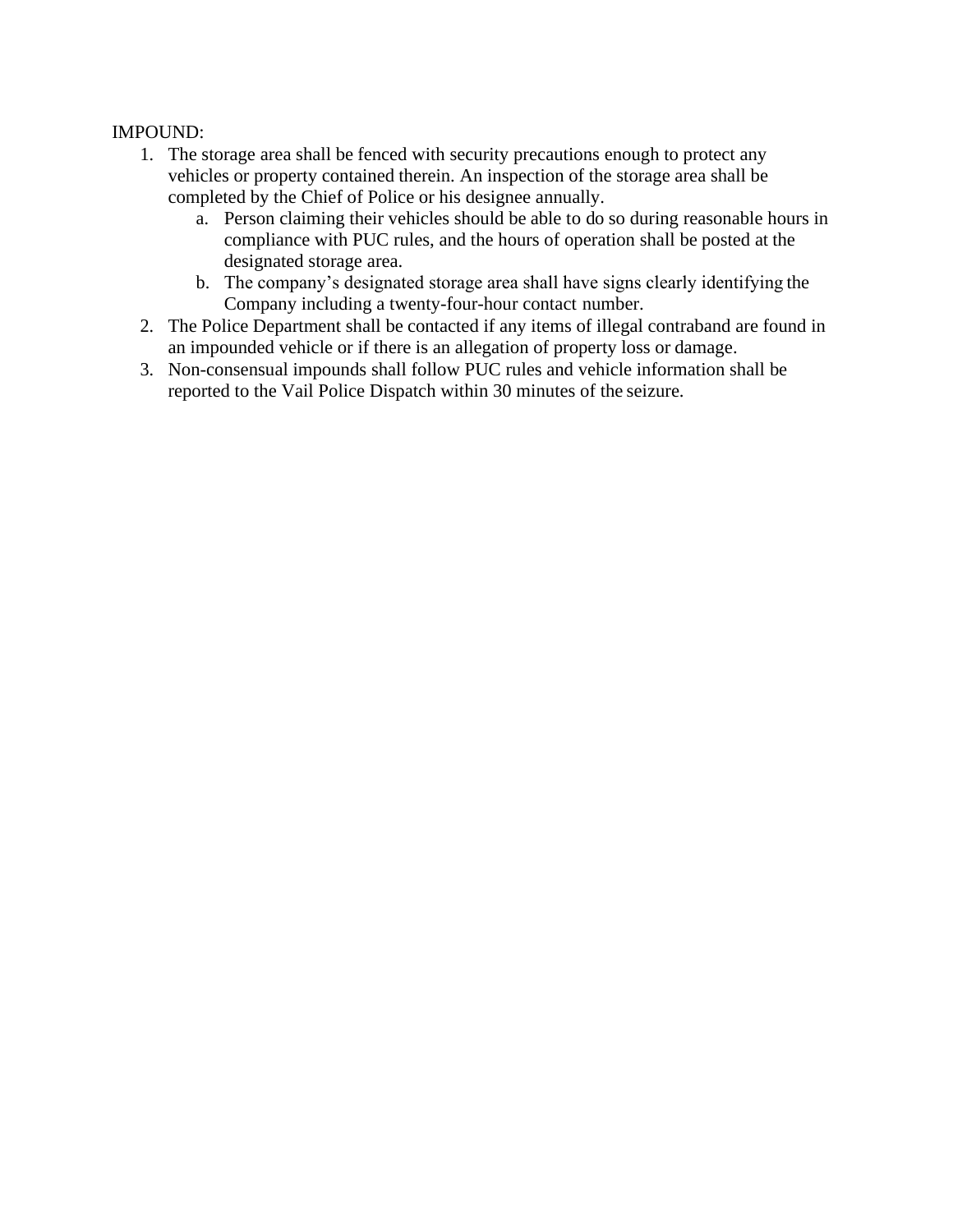IMPOUND:

1. The storage area shall be fenced with security precautions enough to protect any vehicles or property contained therein. An inspection of the storage area shall be completed by the Chief of Police or his designee annually.
   a. Person claiming their vehicles should be able to do so during reasonable hours in compliance with PUC rules, and the hours of operation shall be posted at the designated storage area.
   b. The company's designated storage area shall have signs clearly identifying the Company including a twenty-four-hour contact number.
2. The Police Department shall be contacted if any items of illegal contraband are found in an impounded vehicle or if there is an allegation of property loss or damage.
3. Non-consensual impounds shall follow PUC rules and vehicle information shall be reported to the Vail Police Dispatch within 30 minutes of the seizure.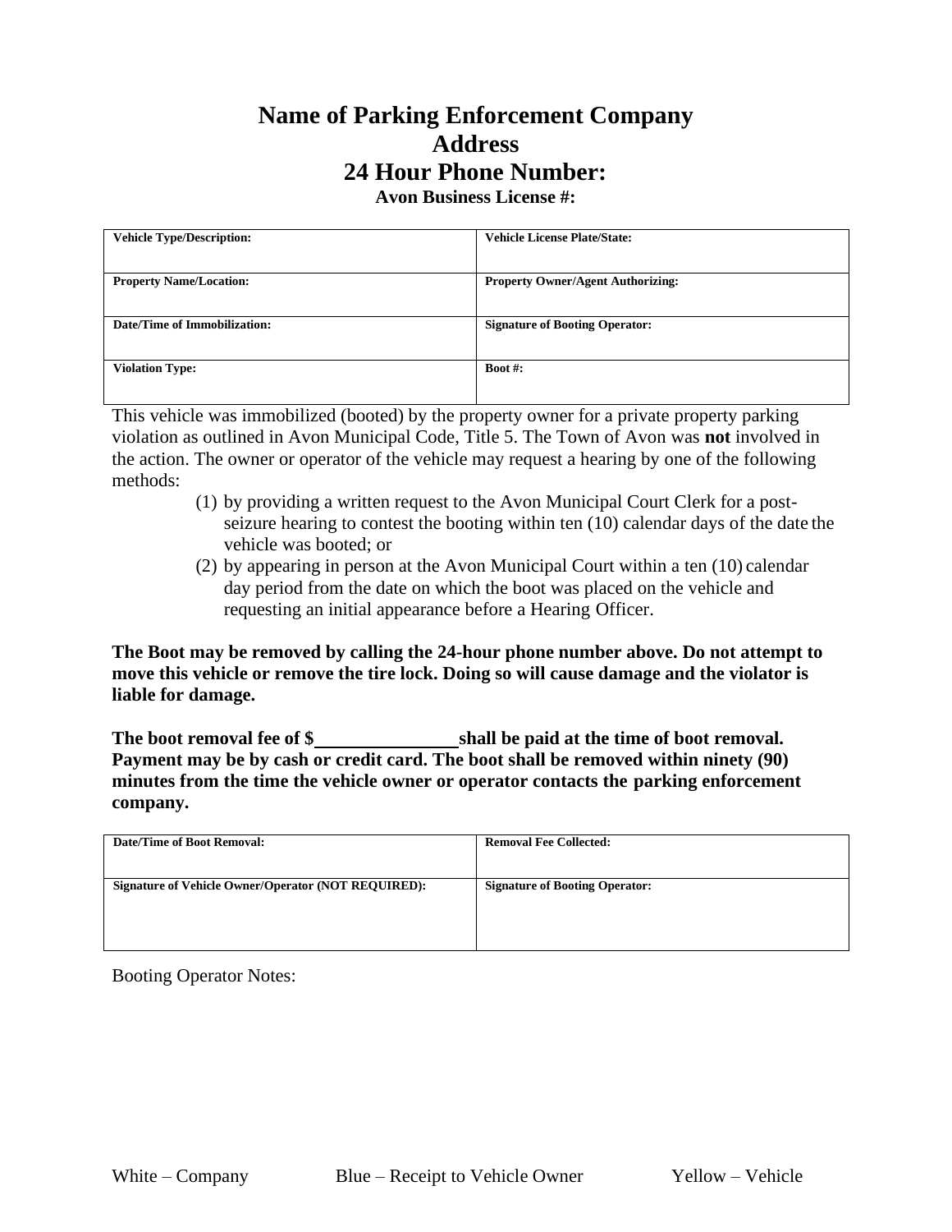# Name of Parking Enforcement Company
# Address
# 24 Hour Phone Number:

**Avon Business License #:**

| Vehicle Type/Description: | Vehicle License Plate/State: |
|---|---|
| **Property Name/Location:** | **Property Owner/Agent Authorizing:** |
| **Date/Time of Immobilization:** | **Signature of Booting Operator:** |
| **Violation Type:** | **Boot #:** |

This vehicle was immobilized (booted) by the property owner for a private property parking violation as outlined in Avon Municipal Code, Title 5. The Town of Avon was **not** involved in the action. The owner or operator of the vehicle may request a hearing by one of the following methods:

(1) by providing a written request to the Avon Municipal Court Clerk for a post-seizure hearing to contest the booting within ten (10) calendar days of the date the vehicle was booted; or

(2) by appearing in person at the Avon Municipal Court within a ten (10) calendar day period from the date on which the boot was placed on the vehicle and requesting an initial appearance before a Hearing Officer.

**The Boot may be removed by calling the 24-hour phone number above. Do not attempt to move this vehicle or remove the tire lock. Doing so will cause damage and the violator is liable for damage.**

**The boot removal fee of $\_\_\_\_\_\_\_\_\_\_\_\_\_\_\_ shall be paid at the time of boot removal. Payment may be by cash or credit card. The boot shall be removed within ninety (90) minutes from the time the vehicle owner or operator contacts the parking enforcement company.**

| Date/Time of Boot Removal: | Removal Fee Collected: |
|---|---|
| **Signature of Vehicle Owner/Operator (NOT REQUIRED):** | **Signature of Booting Operator:** |

Booting Operator Notes:

White – Company Blue – Receipt to Vehicle Owner Yellow – Vehicle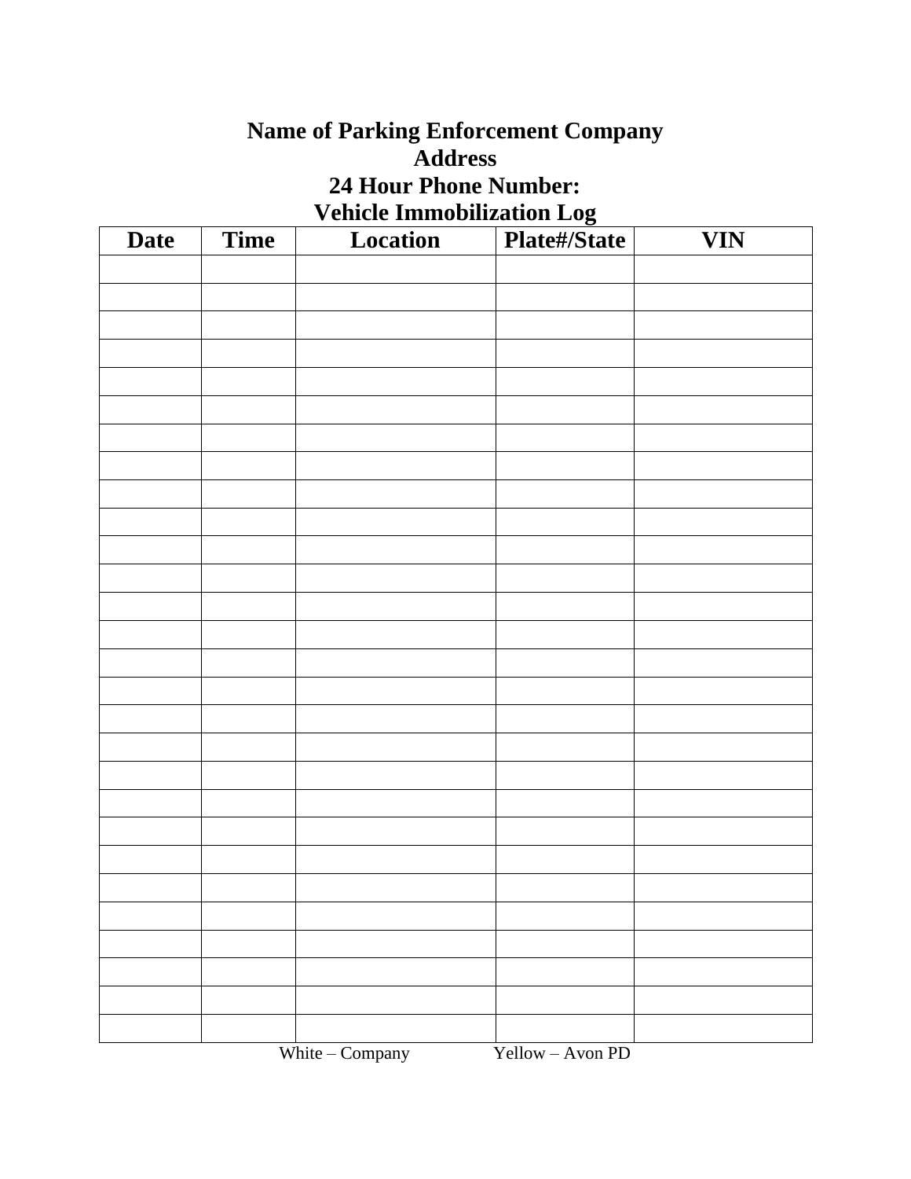**Name of Parking Enforcement Company**
**Address**
**24 Hour Phone Number:**
**Vehicle Immobilization Log**

| Date | Time | Location | Plate#/State | VIN |
|---|---|---|---|---|
| | | | | |
| | | | | |
| | | | | |
| | | | | |
| | | | | |
| | | | | |
| | | | | |
| | | | | |
| | | | | |
| | | | | |
| | | | | |
| | | | | |
| | | | | |
| | | | | |
| | | | | |
| | | | | |
| | | | | |
| | | | | |
| | | | | |
| | | | | |
| | | | | |
| | | | | |
| | | | | |
| | | | | |
| | | | | |
| | | | | |
| | | | | |
| | | | | |

White – Company Yellow – Avon PD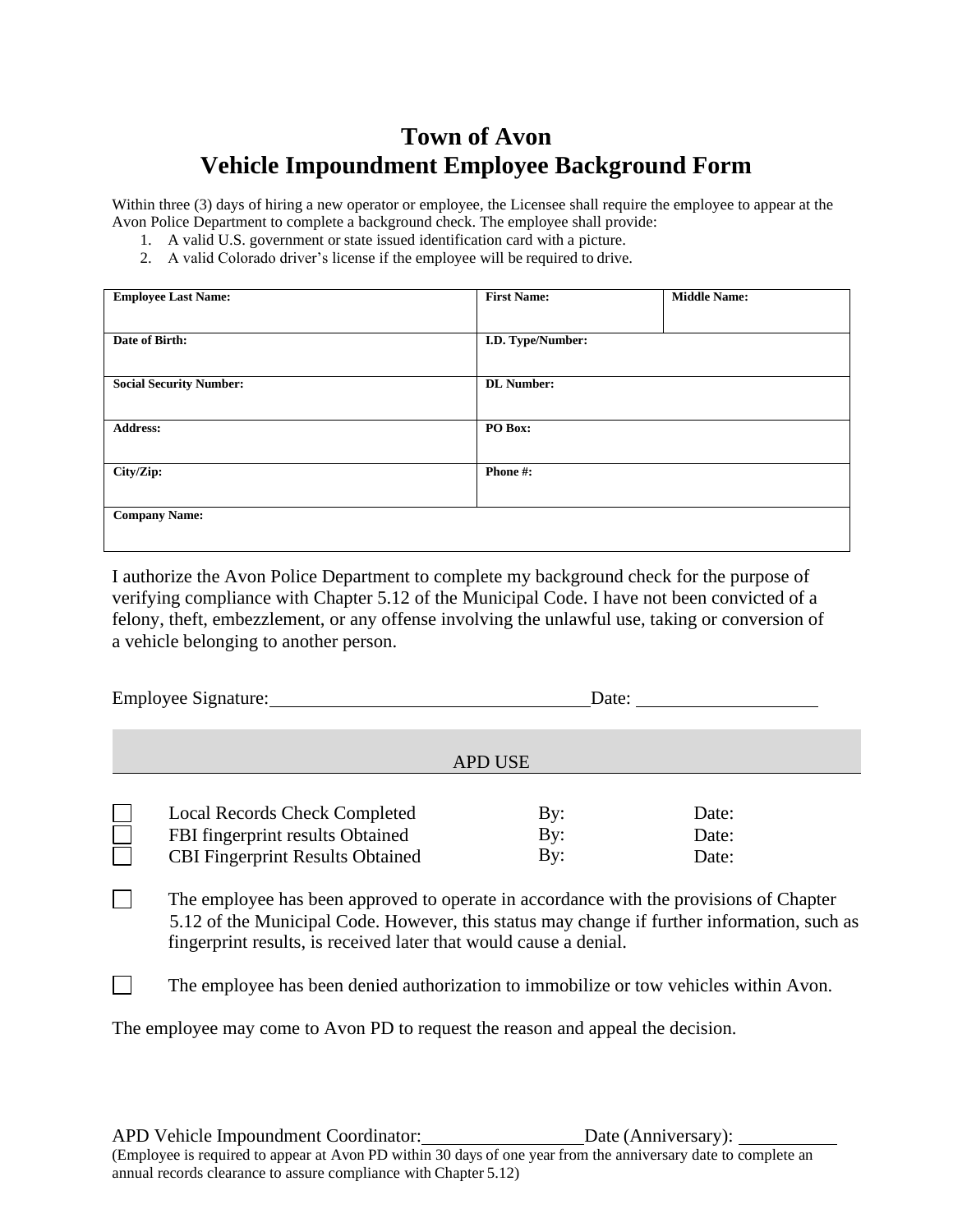# Town of Avon
# Vehicle Impoundment Employee Background Form

Within three (3) days of hiring a new operator or employee, the Licensee shall require the employee to appear at the Avon Police Department to complete a background check. The employee shall provide:

1. A valid U.S. government or state issued identification card with a picture.
2. A valid Colorado driver's license if the employee will be required to drive.

| **Employee Last Name:** | **First Name:** | **Middle Name:** |
|---|---|---|
| **Date of Birth:** | **I.D. Type/Number:** | |
| **Social Security Number:** | **DL Number:** | |
| **Address:** | **PO Box:** | |
| **City/Zip:** | **Phone #:** | |
| **Company Name:** | | |

I authorize the Avon Police Department to complete my background check for the purpose of verifying compliance with Chapter 5.12 of the Municipal Code. I have not been convicted of a felony, theft, embezzlement, or any offense involving the unlawful use, taking or conversion of a vehicle belonging to another person.

Employee Signature:_________________________________ Date: ___________________

APD USE

| | | | |
|---|---|---|---|
| ☐ | Local Records Check Completed | By: | Date: |
| ☐ | FBI fingerprint results Obtained | By: | Date: |
| ☐ | CBI Fingerprint Results Obtained | By: | Date: |

☐ The employee has been approved to operate in accordance with the provisions of Chapter 5.12 of the Municipal Code. However, this status may change if further information, such as fingerprint results, is received later that would cause a denial.

☐ The employee has been denied authorization to immobilize or tow vehicles within Avon.

The employee may come to Avon PD to request the reason and appeal the decision.

APD Vehicle Impoundment Coordinator:_________________ Date (Anniversary): ___________

(Employee is required to appear at Avon PD within 30 days of one year from the anniversary date to complete an annual records clearance to assure compliance with Chapter 5.12)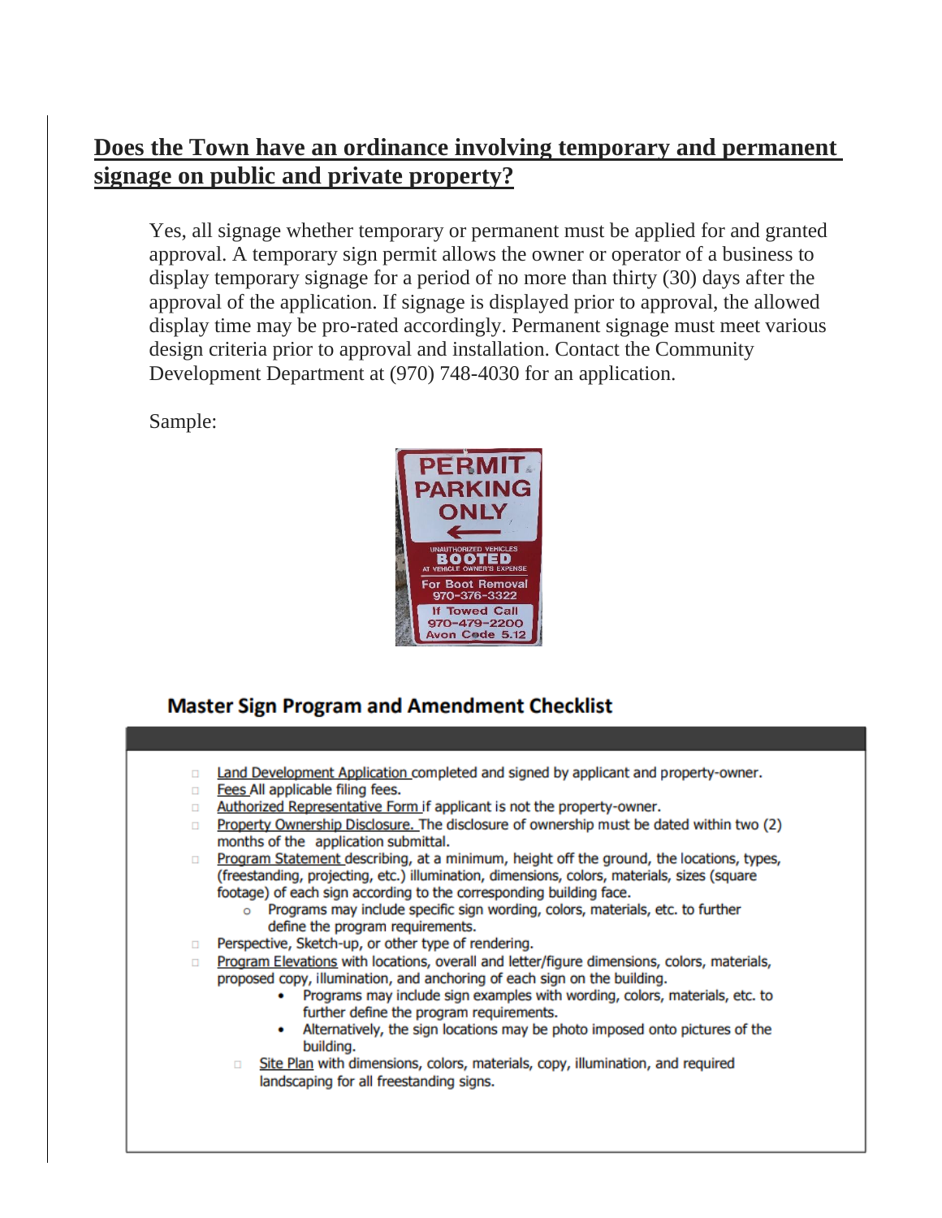## Does the Town have an ordinance involving temporary and permanent signage on public and private property?

Yes, all signage whether temporary or permanent must be applied for and granted approval. A temporary sign permit allows the owner or operator of a business to display temporary signage for a period of no more than thirty (30) days after the approval of the application. If signage is displayed prior to approval, the allowed display time may be pro-rated accordingly. Permanent signage must meet various design criteria prior to approval and installation. Contact the Community Development Department at (970) 748-4030 for an application.

Sample:

PERMIT PARKING ONLY
UNAUTHORIZED VEHICLES
BOOTED
AT VEHICLE OWNER'S EXPENSE
For Boot Removal
970-376-3322
If Towed Call
970-479-2200
Avon Code 5.12

### Master Sign Program and Amendment Checklist

- Land Development Application completed and signed by applicant and property-owner.
- Fees All applicable filing fees.
- Authorized Representative Form if applicant is not the property-owner.
- Property Ownership Disclosure. The disclosure of ownership must be dated within two (2) months of the application submittal.
- Program Statement describing, at a minimum, height off the ground, the locations, types, (freestanding, projecting, etc.) illumination, dimensions, colors, materials, sizes (square footage) of each sign according to the corresponding building face.
  - Programs may include specific sign wording, colors, materials, etc. to further define the program requirements.
- Perspective, Sketch-up, or other type of rendering.
- Program Elevations with locations, overall and letter/figure dimensions, colors, materials, proposed copy, illumination, and anchoring of each sign on the building.
  - Programs may include sign examples with wording, colors, materials, etc. to further define the program requirements.
  - Alternatively, the sign locations may be photo imposed onto pictures of the building.
- Site Plan with dimensions, colors, materials, copy, illumination, and required landscaping for all freestanding signs.